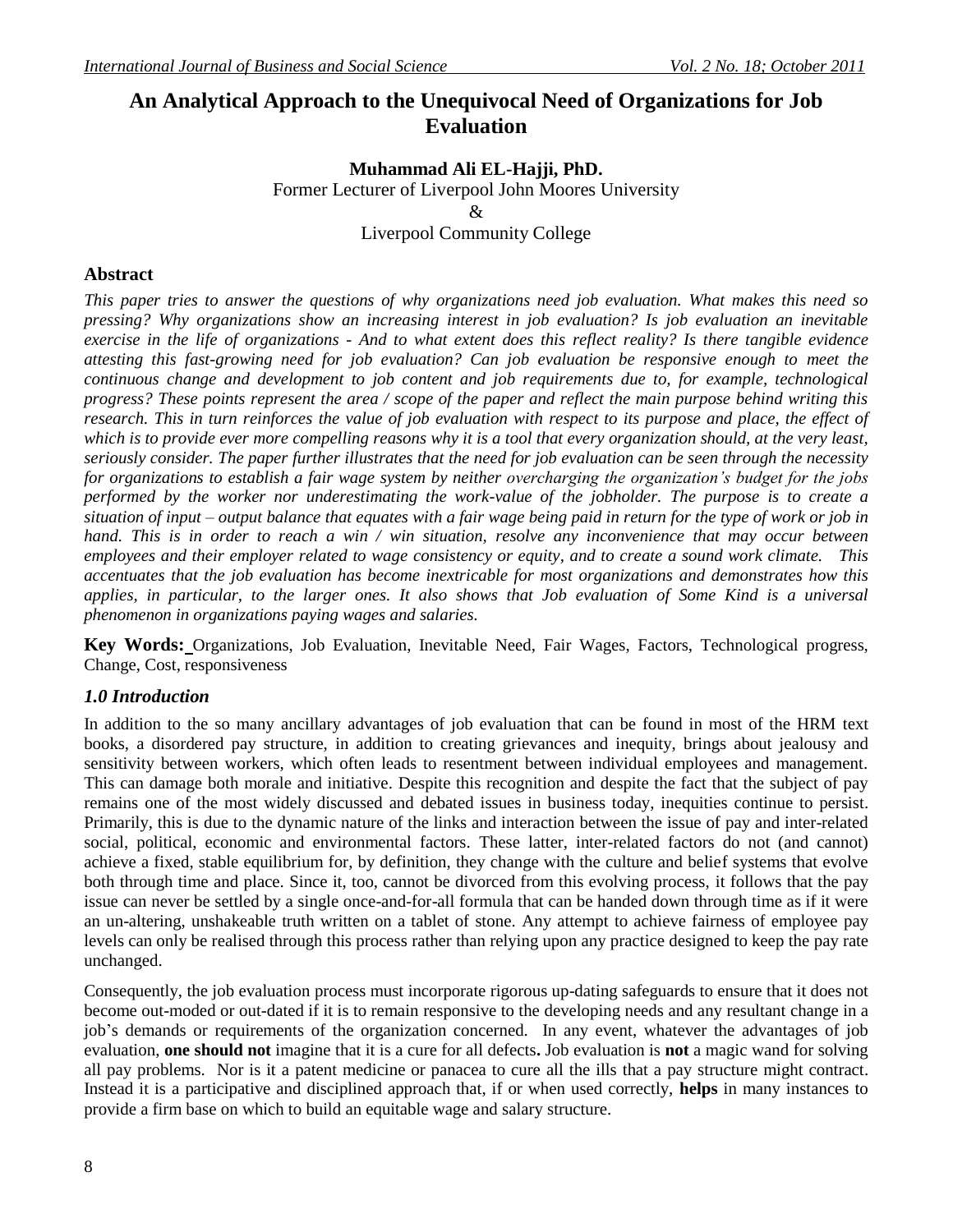# An Analytical Approach to the Unequivocal Need of Organizations for Job Evaluation

**Muhammad Ali EL-Hajji, PhD.**
Former Lecturer of Liverpool John Moores University
&
Liverpool Community College

## Abstract

*This paper tries to answer the questions of why organizations need job evaluation. What makes this need so pressing? Why organizations show an increasing interest in job evaluation? Is job evaluation an inevitable exercise in the life of organizations - And to what extent does this reflect reality? Is there tangible evidence attesting this fast-growing need for job evaluation? Can job evaluation be responsive enough to meet the continuous change and development to job content and job requirements due to, for example, technological progress? These points represent the area / scope of the paper and reflect the main purpose behind writing this research. This in turn reinforces the value of job evaluation with respect to its purpose and place, the effect of which is to provide ever more compelling reasons why it is a tool that every organization should, at the very least, seriously consider. The paper further illustrates that the need for job evaluation can be seen through the necessity for organizations to establish a fair wage system by neither overcharging the organization's budget for the jobs performed by the worker nor underestimating the work-value of the jobholder. The purpose is to create a situation of input – output balance that equates with a fair wage being paid in return for the type of work or job in hand. This is in order to reach a win / win situation, resolve any inconvenience that may occur between employees and their employer related to wage consistency or equity, and to create a sound work climate. This accentuates that the job evaluation has become inextricable for most organizations and demonstrates how this applies, in particular, to the larger ones. It also shows that Job evaluation of Some Kind is a universal phenomenon in organizations paying wages and salaries.*

**Key Words:** Organizations, Job Evaluation, Inevitable Need, Fair Wages, Factors, Technological progress, Change, Cost, responsiveness

## *1.0 Introduction*

In addition to the so many ancillary advantages of job evaluation that can be found in most of the HRM text books, a disordered pay structure, in addition to creating grievances and inequity, brings about jealousy and sensitivity between workers, which often leads to resentment between individual employees and management. This can damage both morale and initiative. Despite this recognition and despite the fact that the subject of pay remains one of the most widely discussed and debated issues in business today, inequities continue to persist. Primarily, this is due to the dynamic nature of the links and interaction between the issue of pay and inter-related social, political, economic and environmental factors. These latter, inter-related factors do not (and cannot) achieve a fixed, stable equilibrium for, by definition, they change with the culture and belief systems that evolve both through time and place. Since it, too, cannot be divorced from this evolving process, it follows that the pay issue can never be settled by a single once-and-for-all formula that can be handed down through time as if it were an un-altering, unshakeable truth written on a tablet of stone. Any attempt to achieve fairness of employee pay levels can only be realised through this process rather than relying upon any practice designed to keep the pay rate unchanged.

Consequently, the job evaluation process must incorporate rigorous up-dating safeguards to ensure that it does not become out-moded or out-dated if it is to remain responsive to the developing needs and any resultant change in a job's demands or requirements of the organization concerned. In any event, whatever the advantages of job evaluation, **one should not** imagine that it is a cure for all defects**.** Job evaluation is **not** a magic wand for solving all pay problems. Nor is it a patent medicine or panacea to cure all the ills that a pay structure might contract. Instead it is a participative and disciplined approach that, if or when used correctly, **helps** in many instances to provide a firm base on which to build an equitable wage and salary structure.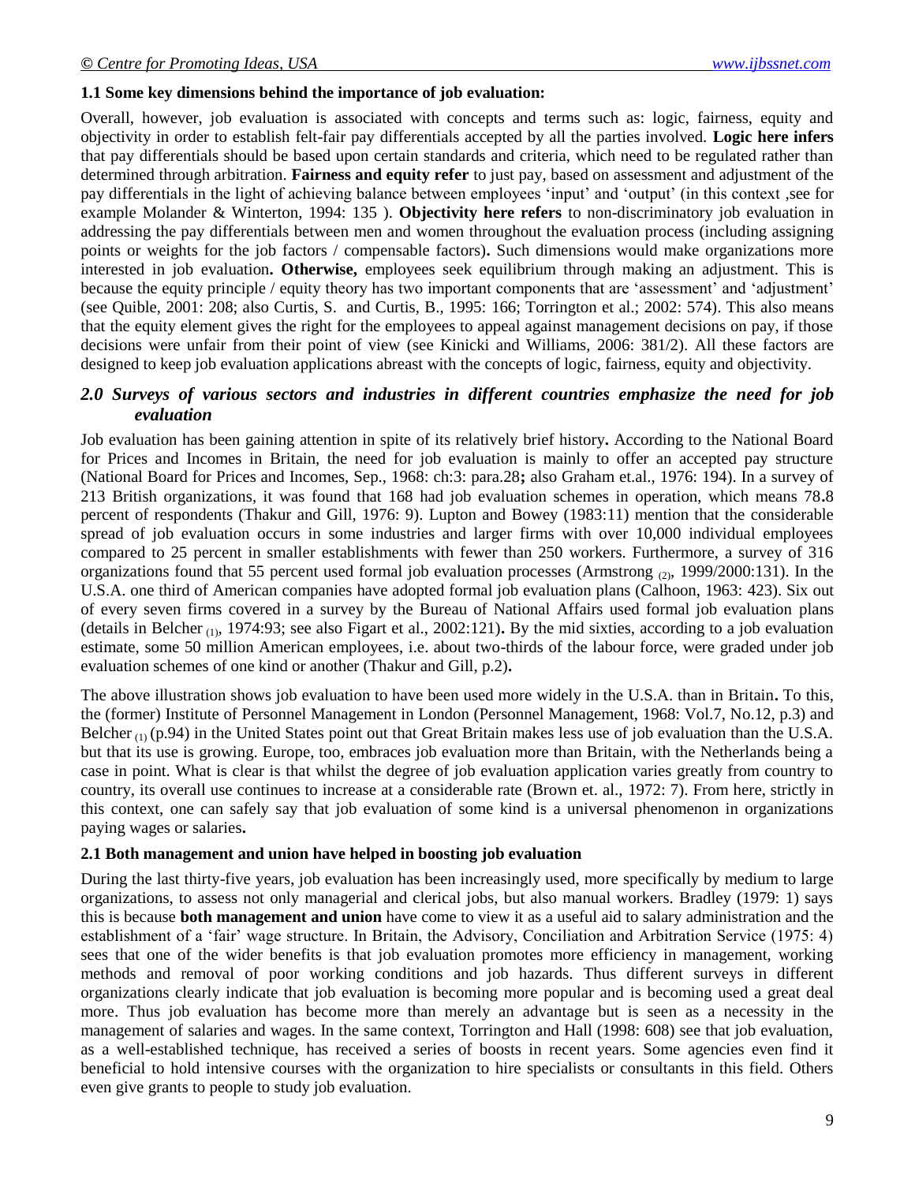### 1.1 Some key dimensions behind the importance of job evaluation:

Overall, however, job evaluation is associated with concepts and terms such as: logic, fairness, equity and objectivity in order to establish felt-fair pay differentials accepted by all the parties involved. **Logic here infers** that pay differentials should be based upon certain standards and criteria, which need to be regulated rather than determined through arbitration. **Fairness and equity refer** to just pay, based on assessment and adjustment of the pay differentials in the light of achieving balance between employees 'input' and 'output' (in this context ,see for example Molander & Winterton, 1994: 135 ). **Objectivity here refers** to non-discriminatory job evaluation in addressing the pay differentials between men and women throughout the evaluation process (including assigning points or weights for the job factors / compensable factors)**.** Such dimensions would make organizations more interested in job evaluation**. Otherwise,** employees seek equilibrium through making an adjustment. This is because the equity principle / equity theory has two important components that are 'assessment' and 'adjustment' (see Quible, 2001: 208; also Curtis, S. and Curtis, B., 1995: 166; Torrington et al.; 2002: 574). This also means that the equity element gives the right for the employees to appeal against management decisions on pay, if those decisions were unfair from their point of view (see Kinicki and Williams, 2006: 381/2). All these factors are designed to keep job evaluation applications abreast with the concepts of logic, fairness, equity and objectivity.

## *2.0 Surveys of various sectors and industries in different countries emphasize the need for job evaluation*

Job evaluation has been gaining attention in spite of its relatively brief history**.** According to the National Board for Prices and Incomes in Britain, the need for job evaluation is mainly to offer an accepted pay structure (National Board for Prices and Incomes, Sep., 1968: ch:3: para.28**;** also Graham et.al., 1976: 194). In a survey of 213 British organizations, it was found that 168 had job evaluation schemes in operation, which means 78**.**8 percent of respondents (Thakur and Gill, 1976: 9). Lupton and Bowey (1983:11) mention that the considerable spread of job evaluation occurs in some industries and larger firms with over 10,000 individual employees compared to 25 percent in smaller establishments with fewer than 250 workers. Furthermore, a survey of 316 organizations found that 55 percent used formal job evaluation processes (Armstrong $_{(2)}$, 1999/2000:131). In the U.S.A. one third of American companies have adopted formal job evaluation plans (Calhoon, 1963: 423). Six out of every seven firms covered in a survey by the Bureau of National Affairs used formal job evaluation plans (details in Belcher $_{(1)}$, 1974:93; see also Figart et al., 2002:121)**.** By the mid sixties, according to a job evaluation estimate, some 50 million American employees, i.e. about two-thirds of the labour force, were graded under job evaluation schemes of one kind or another (Thakur and Gill, p.2)**.**

The above illustration shows job evaluation to have been used more widely in the U.S.A. than in Britain**.** To this, the (former) Institute of Personnel Management in London (Personnel Management, 1968: Vol.7, No.12, p.3) and Belcher $_{(1)}$ (p.94) in the United States point out that Great Britain makes less use of job evaluation than the U.S.A. but that its use is growing. Europe, too, embraces job evaluation more than Britain, with the Netherlands being a case in point. What is clear is that whilst the degree of job evaluation application varies greatly from country to country, its overall use continues to increase at a considerable rate (Brown et. al., 1972: 7). From here, strictly in this context, one can safely say that job evaluation of some kind is a universal phenomenon in organizations paying wages or salaries**.**

### 2.1 Both management and union have helped in boosting job evaluation

During the last thirty-five years, job evaluation has been increasingly used, more specifically by medium to large organizations, to assess not only managerial and clerical jobs, but also manual workers. Bradley (1979: 1) says this is because **both management and union** have come to view it as a useful aid to salary administration and the establishment of a 'fair' wage structure. In Britain, the Advisory, Conciliation and Arbitration Service (1975: 4) sees that one of the wider benefits is that job evaluation promotes more efficiency in management, working methods and removal of poor working conditions and job hazards. Thus different surveys in different organizations clearly indicate that job evaluation is becoming more popular and is becoming used a great deal more. Thus job evaluation has become more than merely an advantage but is seen as a necessity in the management of salaries and wages. In the same context, Torrington and Hall (1998: 608) see that job evaluation, as a well-established technique, has received a series of boosts in recent years. Some agencies even find it beneficial to hold intensive courses with the organization to hire specialists or consultants in this field. Others even give grants to people to study job evaluation.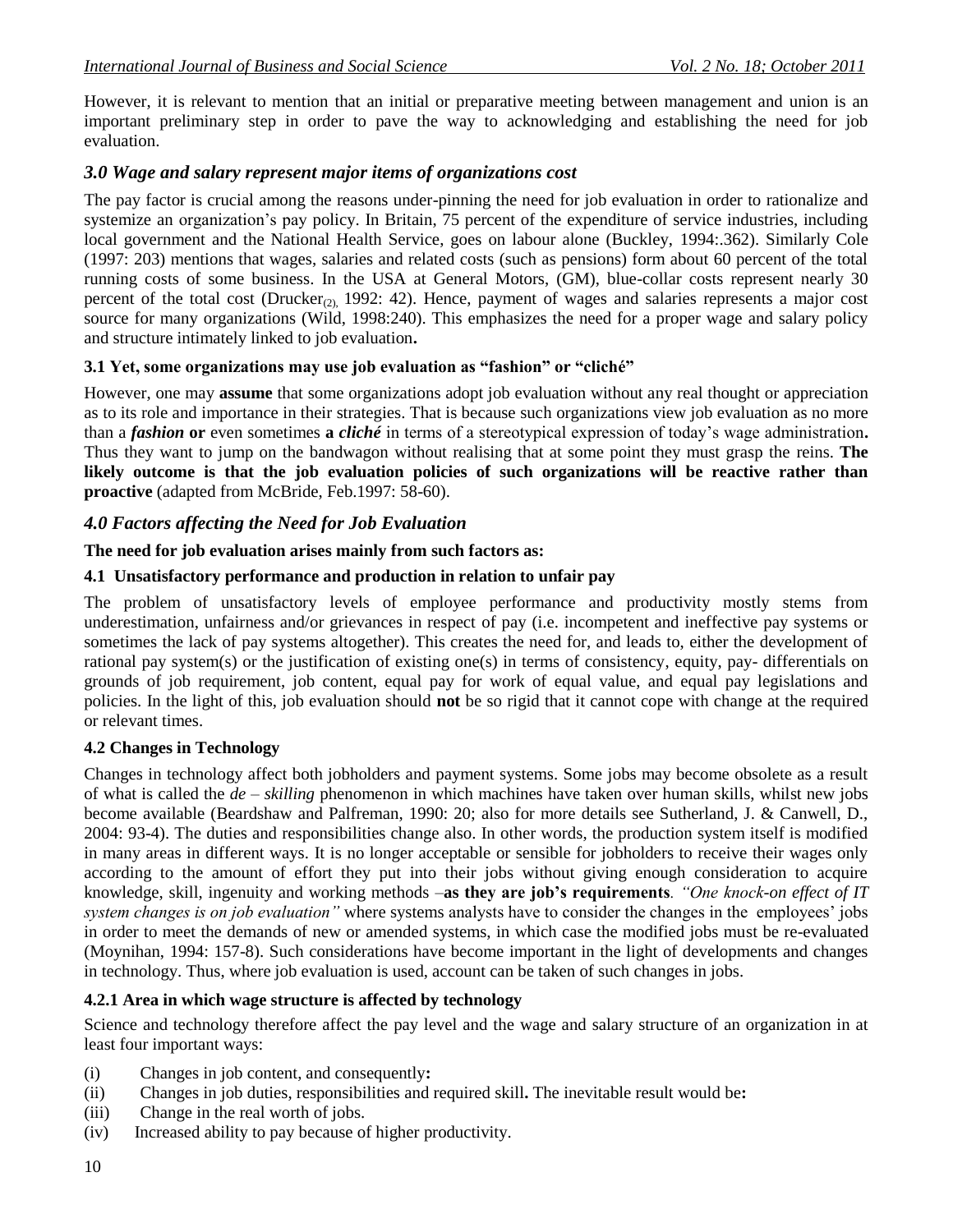However, it is relevant to mention that an initial or preparative meeting between management and union is an important preliminary step in order to pave the way to acknowledging and establishing the need for job evaluation.

## *3.0 Wage and salary represent major items of organizations cost*

The pay factor is crucial among the reasons under-pinning the need for job evaluation in order to rationalize and systemize an organization's pay policy. In Britain, 75 percent of the expenditure of service industries, including local government and the National Health Service, goes on labour alone (Buckley, 1994:.362). Similarly Cole (1997: 203) mentions that wages, salaries and related costs (such as pensions) form about 60 percent of the total running costs of some business. In the USA at General Motors, (GM), blue-collar costs represent nearly 30 percent of the total cost (Drucker$_{(2),}$ 1992: 42). Hence, payment of wages and salaries represents a major cost source for many organizations (Wild, 1998:240). This emphasizes the need for a proper wage and salary policy and structure intimately linked to job evaluation**.**

### 3.1 Yet, some organizations may use job evaluation as "fashion" or "cliché"

However, one may **assume** that some organizations adopt job evaluation without any real thought or appreciation as to its role and importance in their strategies. That is because such organizations view job evaluation as no more than a ***fashion*** **or** even sometimes **a *cliché*** in terms of a stereotypical expression of today's wage administration**.** Thus they want to jump on the bandwagon without realising that at some point they must grasp the reins. **The likely outcome is that the job evaluation policies of such organizations will be reactive rather than proactive** (adapted from McBride, Feb.1997: 58-60).

## *4.0 Factors affecting the Need for Job Evaluation*

**The need for job evaluation arises mainly from such factors as:**

### 4.1 Unsatisfactory performance and production in relation to unfair pay

The problem of unsatisfactory levels of employee performance and productivity mostly stems from underestimation, unfairness and/or grievances in respect of pay (i.e. incompetent and ineffective pay systems or sometimes the lack of pay systems altogether). This creates the need for, and leads to, either the development of rational pay system(s) or the justification of existing one(s) in terms of consistency, equity, pay- differentials on grounds of job requirement, job content, equal pay for work of equal value, and equal pay legislations and policies. In the light of this, job evaluation should **not** be so rigid that it cannot cope with change at the required or relevant times.

### 4.2 Changes in Technology

Changes in technology affect both jobholders and payment systems. Some jobs may become obsolete as a result of what is called the *de – skilling* phenomenon in which machines have taken over human skills, whilst new jobs become available (Beardshaw and Palfreman, 1990: 20; also for more details see Sutherland, J. & Canwell, D., 2004: 93-4). The duties and responsibilities change also. In other words, the production system itself is modified in many areas in different ways. It is no longer acceptable or sensible for jobholders to receive their wages only according to the amount of effort they put into their jobs without giving enough consideration to acquire knowledge, skill, ingenuity and working methods –**as they are job's requirements***. "One knock-on effect of IT system changes is on job evaluation"* where systems analysts have to consider the changes in the employees' jobs in order to meet the demands of new or amended systems, in which case the modified jobs must be re-evaluated (Moynihan, 1994: 157-8). Such considerations have become important in the light of developments and changes in technology. Thus, where job evaluation is used, account can be taken of such changes in jobs.

#### 4.2.1 Area in which wage structure is affected by technology

Science and technology therefore affect the pay level and the wage and salary structure of an organization in at least four important ways:

(i) Changes in job content, and consequently**:**

(ii) Changes in job duties, responsibilities and required skill**.** The inevitable result would be**:**

(iii) Change in the real worth of jobs.

(iv) Increased ability to pay because of higher productivity.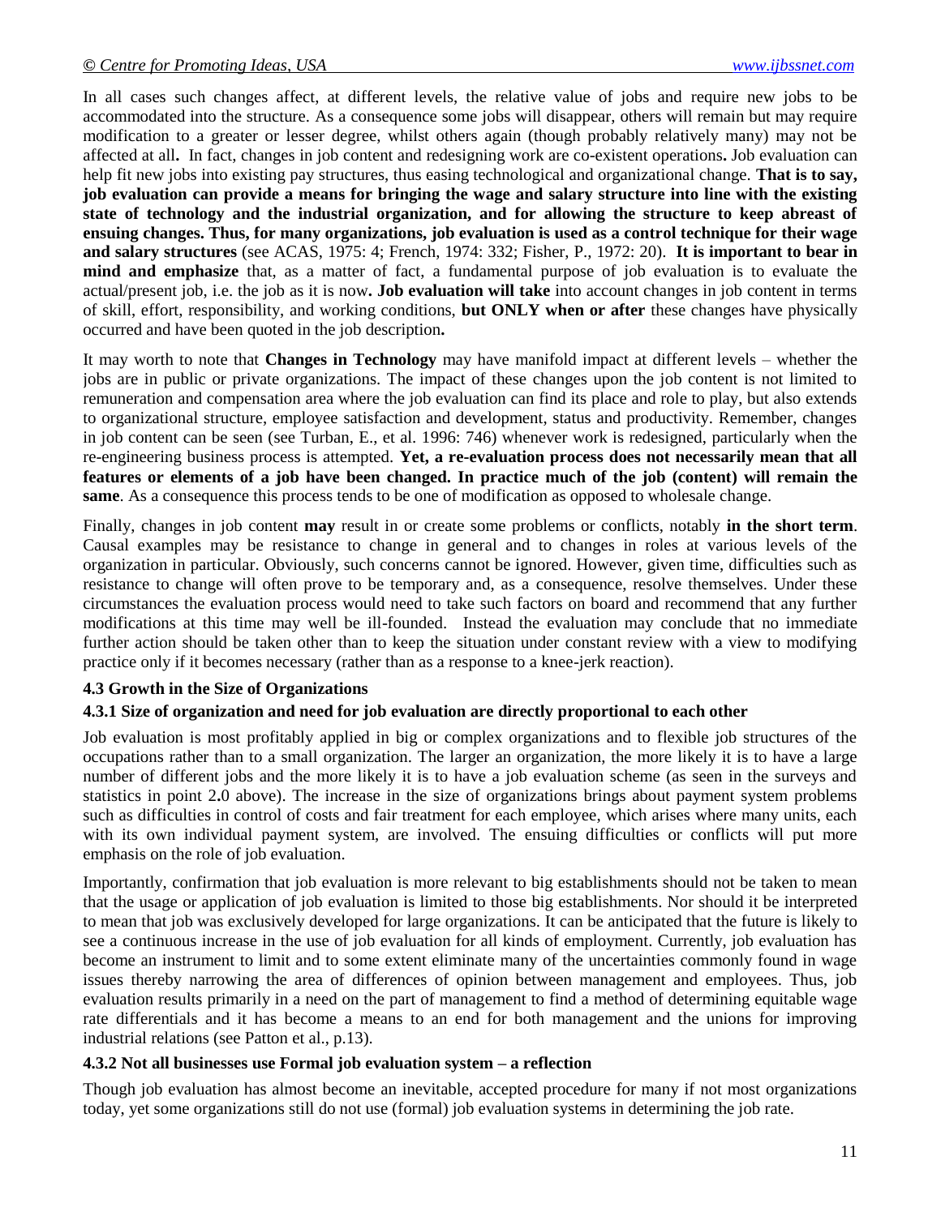In all cases such changes affect, at different levels, the relative value of jobs and require new jobs to be accommodated into the structure. As a consequence some jobs will disappear, others will remain but may require modification to a greater or lesser degree, whilst others again (though probably relatively many) may not be affected at all**.** In fact, changes in job content and redesigning work are co-existent operations**.** Job evaluation can help fit new jobs into existing pay structures, thus easing technological and organizational change. **That is to say, job evaluation can provide a means for bringing the wage and salary structure into line with the existing state of technology and the industrial organization, and for allowing the structure to keep abreast of ensuing changes. Thus, for many organizations, job evaluation is used as a control technique for their wage and salary structures** (see ACAS, 1975: 4; French, 1974: 332; Fisher, P., 1972: 20). **It is important to bear in mind and emphasize** that, as a matter of fact, a fundamental purpose of job evaluation is to evaluate the actual/present job, i.e. the job as it is now**. Job evaluation will take** into account changes in job content in terms of skill, effort, responsibility, and working conditions, **but ONLY when or after** these changes have physically occurred and have been quoted in the job description**.**

It may worth to note that **Changes in Technology** may have manifold impact at different levels – whether the jobs are in public or private organizations. The impact of these changes upon the job content is not limited to remuneration and compensation area where the job evaluation can find its place and role to play, but also extends to organizational structure, employee satisfaction and development, status and productivity. Remember, changes in job content can be seen (see Turban, E., et al. 1996: 746) whenever work is redesigned, particularly when the re-engineering business process is attempted. **Yet, a re-evaluation process does not necessarily mean that all features or elements of a job have been changed. In practice much of the job (content) will remain the same**. As a consequence this process tends to be one of modification as opposed to wholesale change.

Finally, changes in job content **may** result in or create some problems or conflicts, notably **in the short term**. Causal examples may be resistance to change in general and to changes in roles at various levels of the organization in particular. Obviously, such concerns cannot be ignored. However, given time, difficulties such as resistance to change will often prove to be temporary and, as a consequence, resolve themselves. Under these circumstances the evaluation process would need to take such factors on board and recommend that any further modifications at this time may well be ill-founded. Instead the evaluation may conclude that no immediate further action should be taken other than to keep the situation under constant review with a view to modifying practice only if it becomes necessary (rather than as a response to a knee-jerk reaction).

### 4.3 Growth in the Size of Organizations

#### 4.3.1 Size of organization and need for job evaluation are directly proportional to each other

Job evaluation is most profitably applied in big or complex organizations and to flexible job structures of the occupations rather than to a small organization. The larger an organization, the more likely it is to have a large number of different jobs and the more likely it is to have a job evaluation scheme (as seen in the surveys and statistics in point 2**.**0 above). The increase in the size of organizations brings about payment system problems such as difficulties in control of costs and fair treatment for each employee, which arises where many units, each with its own individual payment system, are involved. The ensuing difficulties or conflicts will put more emphasis on the role of job evaluation.

Importantly, confirmation that job evaluation is more relevant to big establishments should not be taken to mean that the usage or application of job evaluation is limited to those big establishments. Nor should it be interpreted to mean that job was exclusively developed for large organizations. It can be anticipated that the future is likely to see a continuous increase in the use of job evaluation for all kinds of employment. Currently, job evaluation has become an instrument to limit and to some extent eliminate many of the uncertainties commonly found in wage issues thereby narrowing the area of differences of opinion between management and employees. Thus, job evaluation results primarily in a need on the part of management to find a method of determining equitable wage rate differentials and it has become a means to an end for both management and the unions for improving industrial relations (see Patton et al., p.13).

#### 4.3.2 Not all businesses use Formal job evaluation system – a reflection

Though job evaluation has almost become an inevitable, accepted procedure for many if not most organizations today, yet some organizations still do not use (formal) job evaluation systems in determining the job rate.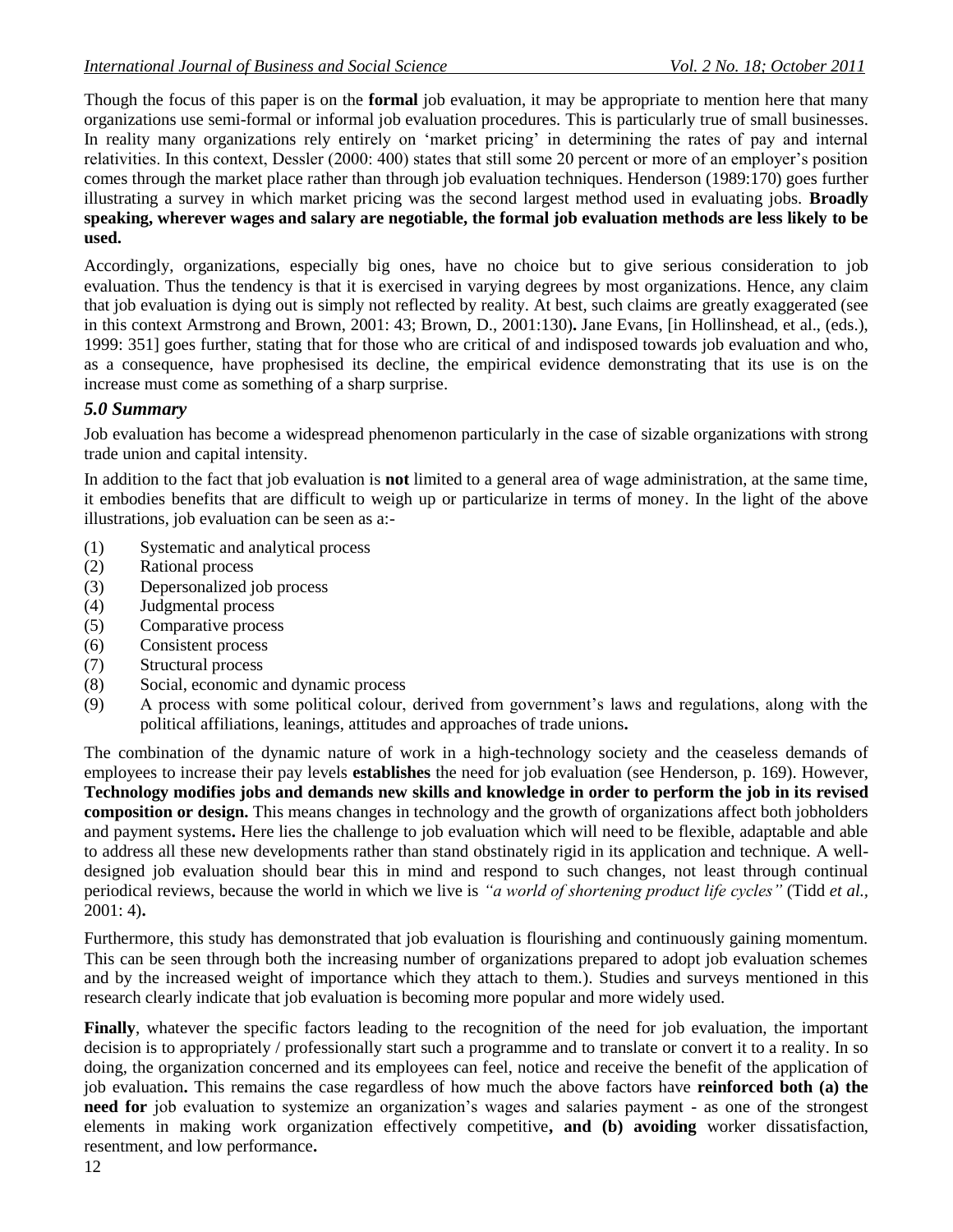Though the focus of this paper is on the **formal** job evaluation, it may be appropriate to mention here that many organizations use semi-formal or informal job evaluation procedures. This is particularly true of small businesses. In reality many organizations rely entirely on 'market pricing' in determining the rates of pay and internal relativities. In this context, Dessler (2000: 400) states that still some 20 percent or more of an employer's position comes through the market place rather than through job evaluation techniques. Henderson (1989:170) goes further illustrating a survey in which market pricing was the second largest method used in evaluating jobs. **Broadly speaking, wherever wages and salary are negotiable, the formal job evaluation methods are less likely to be used.**

Accordingly, organizations, especially big ones, have no choice but to give serious consideration to job evaluation. Thus the tendency is that it is exercised in varying degrees by most organizations. Hence, any claim that job evaluation is dying out is simply not reflected by reality. At best, such claims are greatly exaggerated (see in this context Armstrong and Brown, 2001: 43; Brown, D., 2001:130)**.** Jane Evans, [in Hollinshead, et al., (eds.), 1999: 351] goes further, stating that for those who are critical of and indisposed towards job evaluation and who, as a consequence, have prophesised its decline, the empirical evidence demonstrating that its use is on the increase must come as something of a sharp surprise.

### *5.0 Summary*

Job evaluation has become a widespread phenomenon particularly in the case of sizable organizations with strong trade union and capital intensity.

In addition to the fact that job evaluation is **not** limited to a general area of wage administration, at the same time, it embodies benefits that are difficult to weigh up or particularize in terms of money. In the light of the above illustrations, job evaluation can be seen as a:-

(1) Systematic and analytical process
(2) Rational process
(3) Depersonalized job process
(4) Judgmental process
(5) Comparative process
(6) Consistent process
(7) Structural process
(8) Social, economic and dynamic process
(9) A process with some political colour, derived from government's laws and regulations, along with the political affiliations, leanings, attitudes and approaches of trade unions**.**

The combination of the dynamic nature of work in a high-technology society and the ceaseless demands of employees to increase their pay levels **establishes** the need for job evaluation (see Henderson, p. 169). However, **Technology modifies jobs and demands new skills and knowledge in order to perform the job in its revised composition or design.** This means changes in technology and the growth of organizations affect both jobholders and payment systems**.** Here lies the challenge to job evaluation which will need to be flexible, adaptable and able to address all these new developments rather than stand obstinately rigid in its application and technique. A well-designed job evaluation should bear this in mind and respond to such changes, not least through continual periodical reviews, because the world in which we live is *"a world of shortening product life cycles"* (Tidd *et al.*, 2001: 4)**.**

Furthermore, this study has demonstrated that job evaluation is flourishing and continuously gaining momentum. This can be seen through both the increasing number of organizations prepared to adopt job evaluation schemes and by the increased weight of importance which they attach to them.). Studies and surveys mentioned in this research clearly indicate that job evaluation is becoming more popular and more widely used.

**Finally**, whatever the specific factors leading to the recognition of the need for job evaluation, the important decision is to appropriately / professionally start such a programme and to translate or convert it to a reality. In so doing, the organization concerned and its employees can feel, notice and receive the benefit of the application of job evaluation**.** This remains the case regardless of how much the above factors have **reinforced both (a) the need for** job evaluation to systemize an organization's wages and salaries payment - as one of the strongest elements in making work organization effectively competitive**, and (b) avoiding** worker dissatisfaction, resentment, and low performance**.**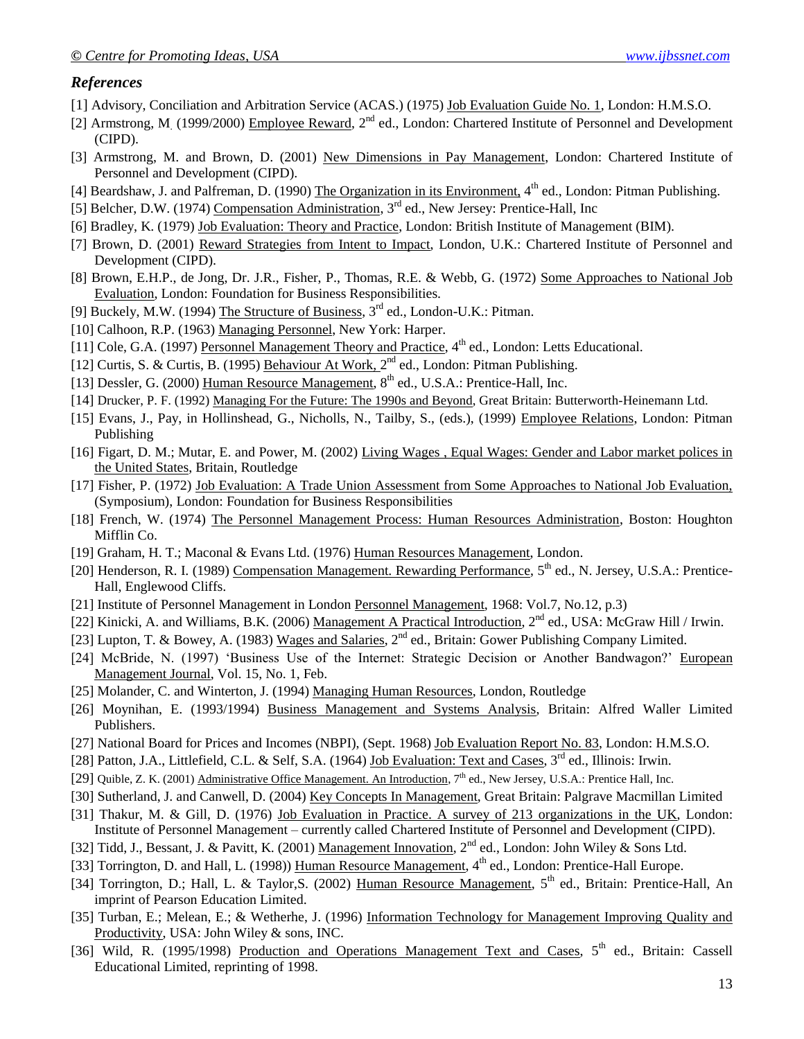## *References*

[1] Advisory, Conciliation and Arbitration Service (ACAS.) (1975) Job Evaluation Guide No. 1, London: H.M.S.O.

[2] Armstrong, M. (1999/2000) Employee Reward, 2nd ed., London: Chartered Institute of Personnel and Development (CIPD).

[3] Armstrong, M. and Brown, D. (2001) New Dimensions in Pay Management, London: Chartered Institute of Personnel and Development (CIPD).

[4] Beardshaw, J. and Palfreman, D. (1990) The Organization in its Environment, 4th ed., London: Pitman Publishing.

[5] Belcher, D.W. (1974) Compensation Administration, 3rd ed., New Jersey: Prentice-Hall, Inc

[6] Bradley, K. (1979) Job Evaluation: Theory and Practice, London: British Institute of Management (BIM).

[7] Brown, D. (2001) Reward Strategies from Intent to Impact, London, U.K.: Chartered Institute of Personnel and Development (CIPD).

[8] Brown, E.H.P., de Jong, Dr. J.R., Fisher, P., Thomas, R.E. & Webb, G. (1972) Some Approaches to National Job Evaluation, London: Foundation for Business Responsibilities.

[9] Buckely, M.W. (1994) The Structure of Business, 3rd ed., London-U.K.: Pitman.

[10] Calhoon, R.P. (1963) Managing Personnel, New York: Harper.

[11] Cole, G.A. (1997) Personnel Management Theory and Practice, 4th ed., London: Letts Educational.

[12] Curtis, S. & Curtis, B. (1995) Behaviour At Work, 2nd ed., London: Pitman Publishing.

[13] Dessler, G. (2000) Human Resource Management, 8th ed., U.S.A.: Prentice-Hall, Inc.

[14] Drucker, P. F. (1992) Managing For the Future: The 1990s and Beyond, Great Britain: Butterworth-Heinemann Ltd.

[15] Evans, J., Pay, in Hollinshead, G., Nicholls, N., Tailby, S., (eds.), (1999) Employee Relations, London: Pitman Publishing

[16] Figart, D. M.; Mutar, E. and Power, M. (2002) Living Wages , Equal Wages: Gender and Labor market polices in the United States, Britain, Routledge

[17] Fisher, P. (1972) Job Evaluation: A Trade Union Assessment from Some Approaches to National Job Evaluation, (Symposium), London: Foundation for Business Responsibilities

[18] French, W. (1974) The Personnel Management Process: Human Resources Administration, Boston: Houghton Mifflin Co.

[19] Graham, H. T.; Maconal & Evans Ltd. (1976) Human Resources Management, London.

[20] Henderson, R. I. (1989) Compensation Management. Rewarding Performance, 5th ed., N. Jersey, U.S.A.: Prentice-Hall, Englewood Cliffs.

[21] Institute of Personnel Management in London Personnel Management, 1968: Vol.7, No.12, p.3)

[22] Kinicki, A. and Williams, B.K. (2006) Management A Practical Introduction, 2nd ed., USA: McGraw Hill / Irwin.

[23] Lupton, T. & Bowey, A. (1983) Wages and Salaries, 2nd ed., Britain: Gower Publishing Company Limited.

[24] McBride, N. (1997) 'Business Use of the Internet: Strategic Decision or Another Bandwagon?' European Management Journal, Vol. 15, No. 1, Feb.

[25] Molander, C. and Winterton, J. (1994) Managing Human Resources, London, Routledge

[26] Moynihan, E. (1993/1994) Business Management and Systems Analysis, Britain: Alfred Waller Limited Publishers.

[27] National Board for Prices and Incomes (NBPI), (Sept. 1968) Job Evaluation Report No. 83, London: H.M.S.O.

[28] Patton, J.A., Littlefield, C.L. & Self, S.A. (1964) Job Evaluation: Text and Cases, 3rd ed., Illinois: Irwin.

[29] Quible, Z. K. (2001) Administrative Office Management. An Introduction, 7th ed., New Jersey, U.S.A.: Prentice Hall, Inc.

[30] Sutherland, J. and Canwell, D. (2004) Key Concepts In Management, Great Britain: Palgrave Macmillan Limited

[31] Thakur, M. & Gill, D. (1976) Job Evaluation in Practice. A survey of 213 organizations in the UK, London: Institute of Personnel Management – currently called Chartered Institute of Personnel and Development (CIPD).

[32] Tidd, J., Bessant, J. & Pavitt, K. (2001) Management Innovation, 2nd ed., London: John Wiley & Sons Ltd.

[33] Torrington, D. and Hall, L. (1998)) Human Resource Management, 4th ed., London: Prentice-Hall Europe.

[34] Torrington, D.; Hall, L. & Taylor,S. (2002) Human Resource Management, 5th ed., Britain: Prentice-Hall, An imprint of Pearson Education Limited.

[35] Turban, E.; Melean, E.; & Wetherhe, J. (1996) Information Technology for Management Improving Quality and Productivity, USA: John Wiley & sons, INC.

[36] Wild, R. (1995/1998) Production and Operations Management Text and Cases, 5th ed., Britain: Cassell Educational Limited, reprinting of 1998.